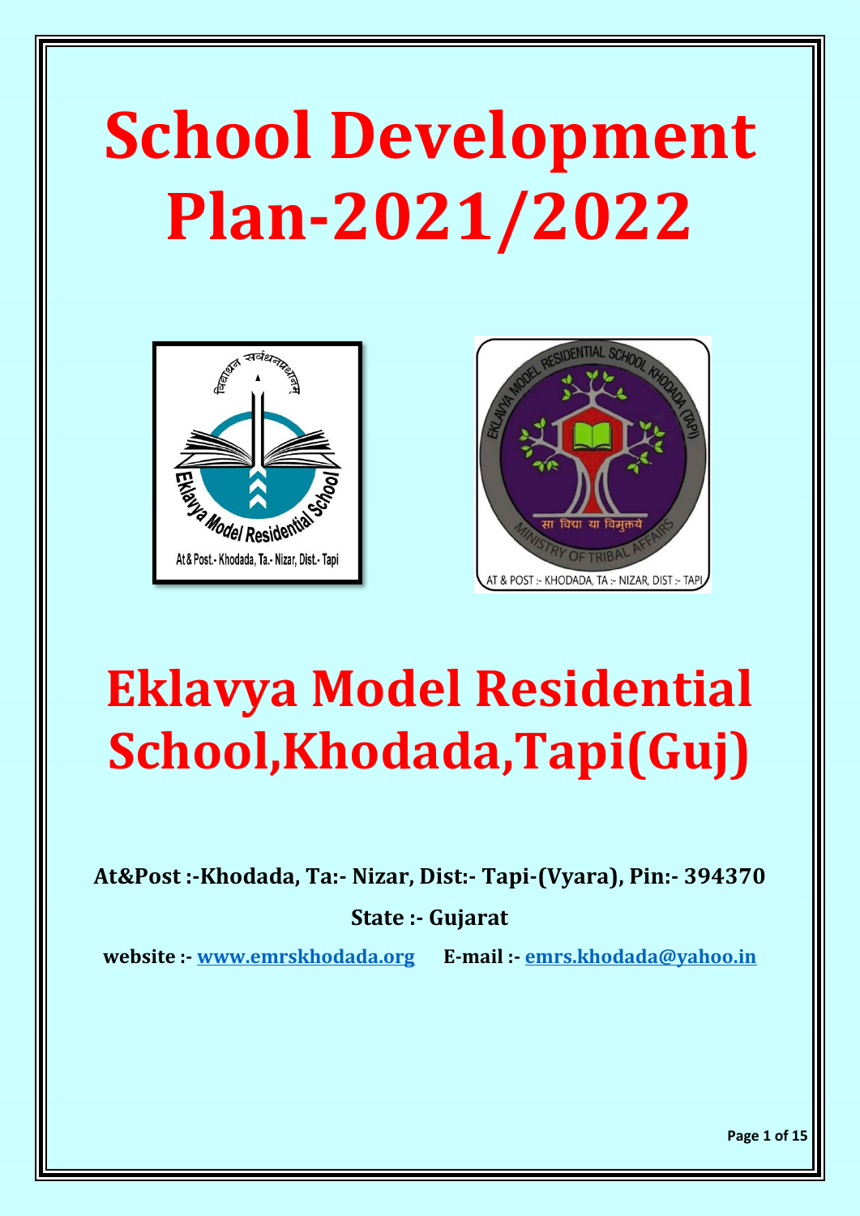# School Development Plan-2021/2022

# Eklavya Model Residential School,Khodada,Tapi(Guj)

**At&Post :-Khodada, Ta:- Nizar, Dist:- Tapi-(Vyara), Pin:- 394370**

**State :- Gujarat**

**website :- www.emrskhodada.org E-mail :- emrs.khodada@yahoo.in**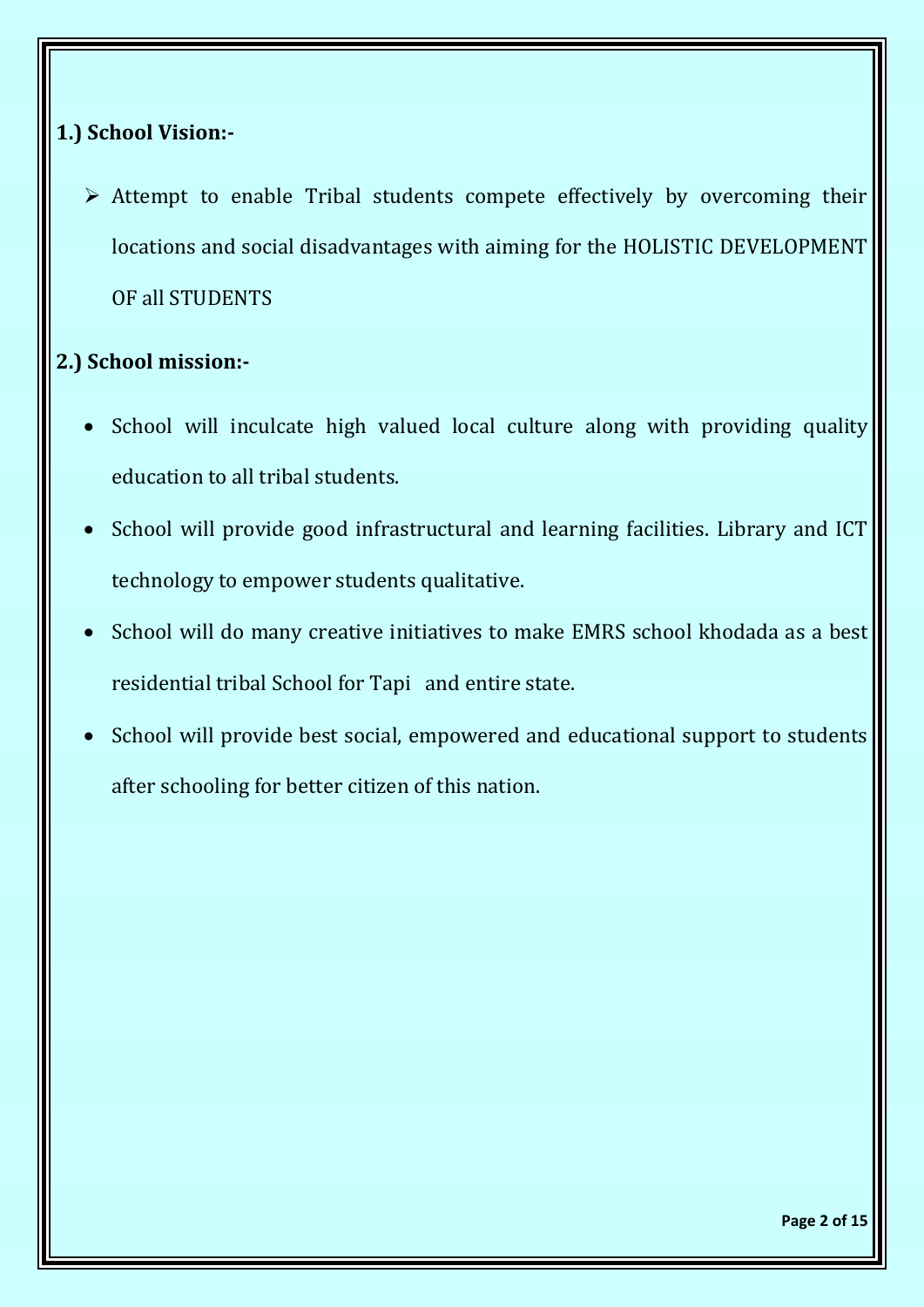**1.) School Vision:-**

- Attempt to enable Tribal students compete effectively by overcoming their locations and social disadvantages with aiming for the HOLISTIC DEVELOPMENT OF all STUDENTS

**2.) School mission:-**

- School will inculcate high valued local culture along with providing quality education to all tribal students.
- School will provide good infrastructural and learning facilities. Library and ICT technology to empower students qualitative.
- School will do many creative initiatives to make EMRS school khodada as a best residential tribal School for Tapi and entire state.
- School will provide best social, empowered and educational support to students after schooling for better citizen of this nation.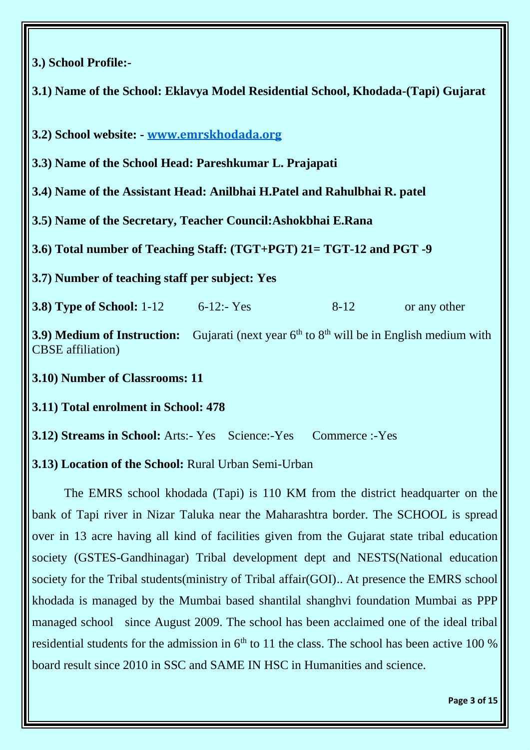**3.) School Profile:-**

**3.1) Name of the School: Eklavya Model Residential School, Khodada-(Tapi) Gujarat**

**3.2) School website: - [www.emrskhodada.org](http://www.emrskhodada.org)**

**3.3) Name of the School Head: Pareshkumar L. Prajapati**

**3.4) Name of the Assistant Head: Anilbhai H.Patel and Rahulbhai R. patel**

**3.5) Name of the Secretary, Teacher Council:Ashokbhai E.Rana**

**3.6) Total number of Teaching Staff: (TGT+PGT) 21= TGT-12 and PGT -9**

**3.7) Number of teaching staff per subject: Yes**

**3.8) Type of School:** 1-12 &nbsp;&nbsp;&nbsp;&nbsp; 6-12:- Yes &nbsp;&nbsp;&nbsp;&nbsp; 8-12 &nbsp;&nbsp;&nbsp;&nbsp; or any other

**3.9) Medium of Instruction:** Gujarati (next year 6th to 8th will be in English medium with CBSE affiliation)

**3.10) Number of Classrooms: 11**

**3.11) Total enrolment in School: 478**

**3.12) Streams in School:** Arts:- Yes &nbsp;&nbsp; Science:-Yes &nbsp;&nbsp; Commerce :-Yes

**3.13) Location of the School:** Rural Urban Semi-Urban

The EMRS school khodada (Tapi) is 110 KM from the district headquarter on the bank of Tapi river in Nizar Taluka near the Maharashtra border. The SCHOOL is spread over in 13 acre having all kind of facilities given from the Gujarat state tribal education society (GSTES-Gandhinagar) Tribal development dept and NESTS(National education society for the Tribal students(ministry of Tribal affair(GOI).. At presence the EMRS school khodada is managed by the Mumbai based shantilal shanghvi foundation Mumbai as PPP managed school since August 2009. The school has been acclaimed one of the ideal tribal residential students for the admission in 6th to 11 the class. The school has been active 100 % board result since 2010 in SSC and SAME IN HSC in Humanities and science.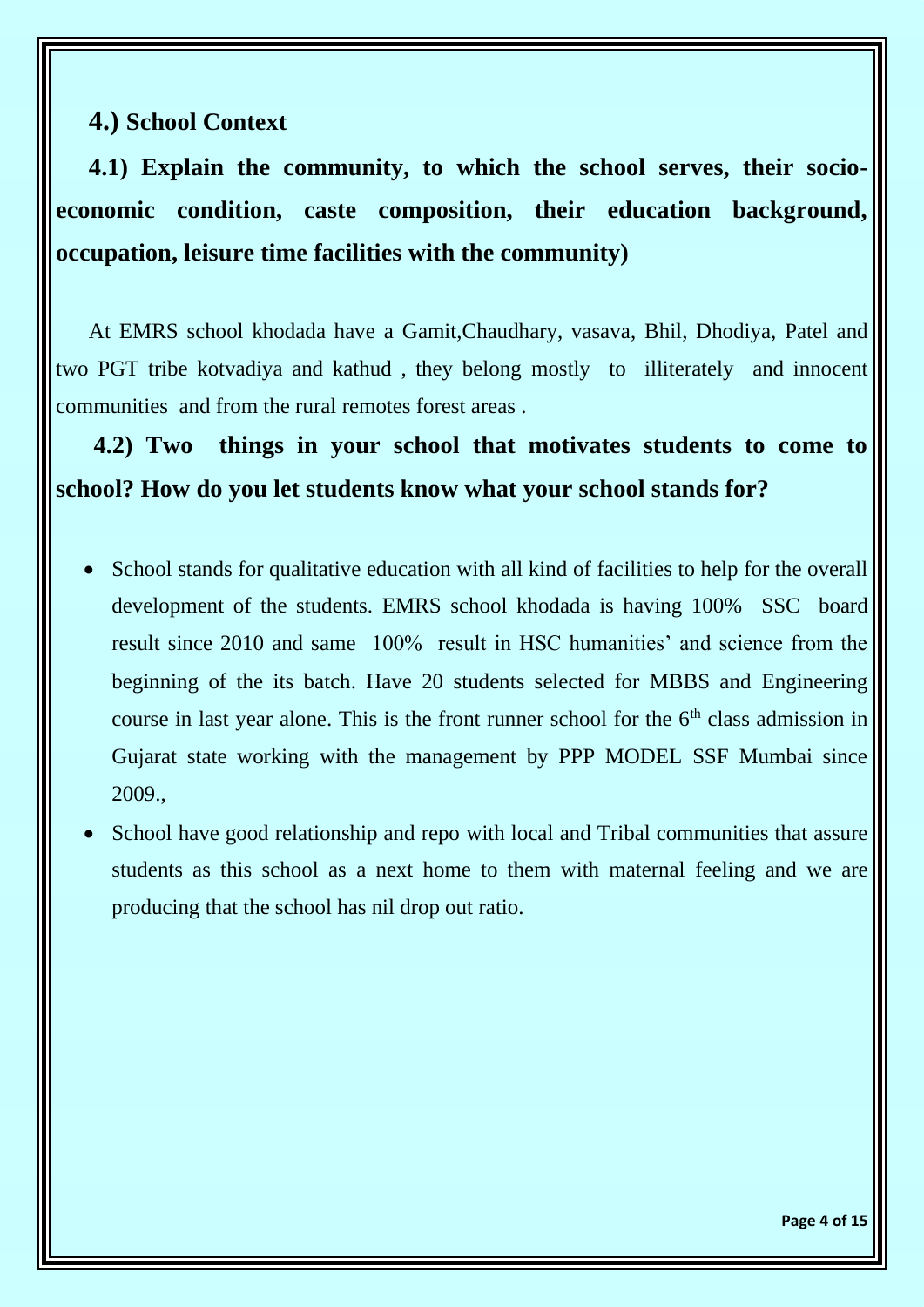## 4.) School Context

### 4.1) Explain the community, to which the school serves, their socio-economic condition, caste composition, their education background, occupation, leisure time facilities with the community)

At EMRS school khodada have a Gamit,Chaudhary, vasava, Bhil, Dhodiya, Patel and two PGT tribe kotvadiya and kathud , they belong mostly to illiterately and innocent communities and from the rural remotes forest areas .

### 4.2) Two things in your school that motivates students to come to school? How do you let students know what your school stands for?

- School stands for qualitative education with all kind of facilities to help for the overall development of the students. EMRS school khodada is having 100% SSC board result since 2010 and same 100% result in HSC humanities' and science from the beginning of the its batch. Have 20 students selected for MBBS and Engineering course in last year alone. This is the front runner school for the $6^{th}$ class admission in Gujarat state working with the management by PPP MODEL SSF Mumbai since 2009.,
- School have good relationship and repo with local and Tribal communities that assure students as this school as a next home to them with maternal feeling and we are producing that the school has nil drop out ratio.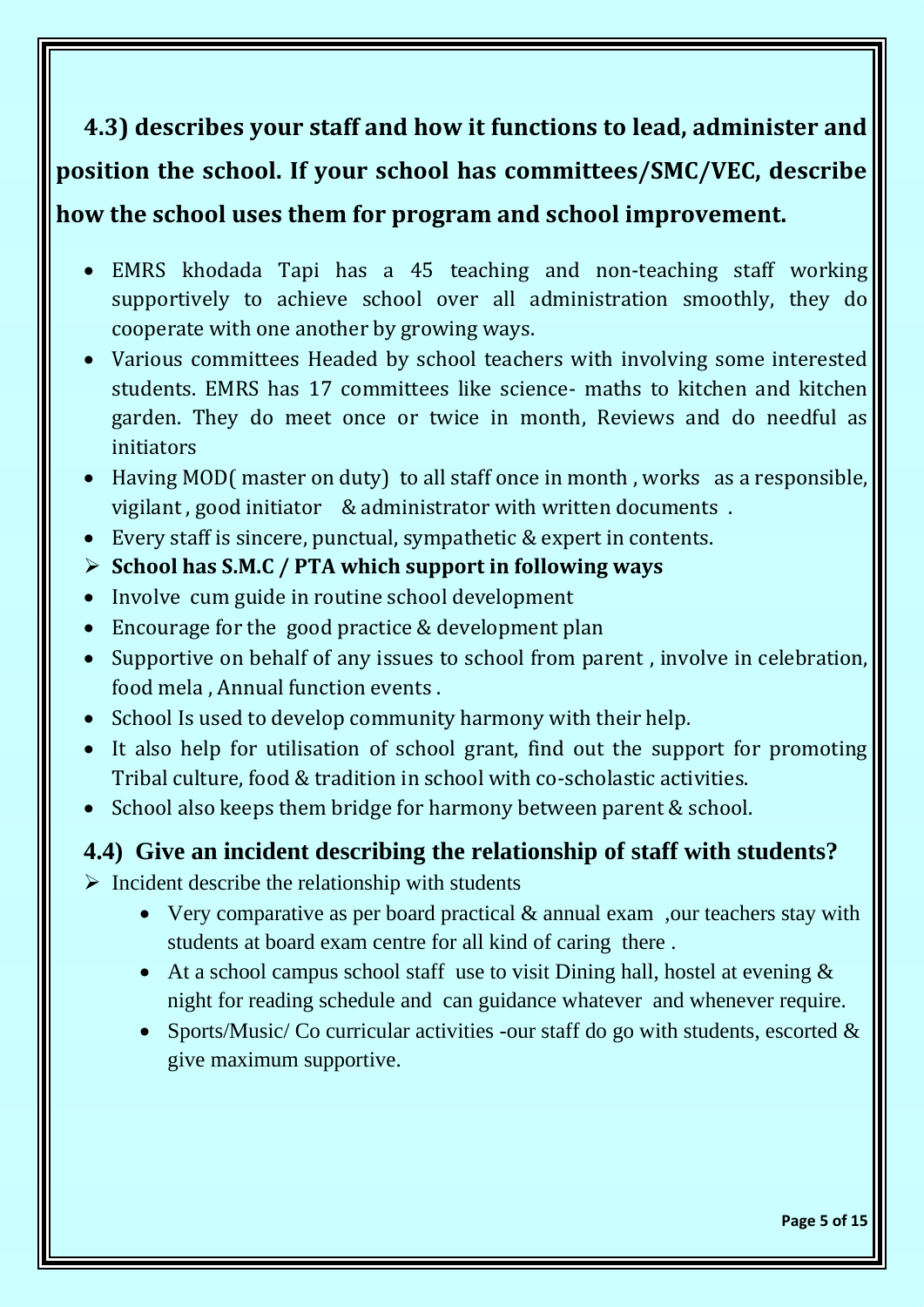## 4.3) describes your staff and how it functions to lead, administer and position the school. If your school has committees/SMC/VEC, describe how the school uses them for program and school improvement.

- EMRS khodada Tapi has a 45 teaching and non-teaching staff working supportively to achieve school over all administration smoothly, they do cooperate with one another by growing ways.
- Various committees Headed by school teachers with involving some interested students. EMRS has 17 committees like science- maths to kitchen and kitchen garden. They do meet once or twice in month, Reviews and do needful as initiators
- Having MOD( master on duty) to all staff once in month , works as a responsible, vigilant , good initiator & administrator with written documents .
- Every staff is sincere, punctual, sympathetic & expert in contents.

➢ **School has S.M.C / PTA which support in following ways**

- Involve cum guide in routine school development
- Encourage for the good practice & development plan
- Supportive on behalf of any issues to school from parent , involve in celebration, food mela , Annual function events .
- School Is used to develop community harmony with their help.
- It also help for utilisation of school grant, find out the support for promoting Tribal culture, food & tradition in school with co-scholastic activities.
- School also keeps them bridge for harmony between parent & school.

## 4.4) Give an incident describing the relationship of staff with students?

➢ Incident describe the relationship with students

- Very comparative as per board practical & annual exam ,our teachers stay with students at board exam centre for all kind of caring there .
- At a school campus school staff use to visit Dining hall, hostel at evening & night for reading schedule and can guidance whatever and whenever require.
- Sports/Music/ Co curricular activities -our staff do go with students, escorted & give maximum supportive.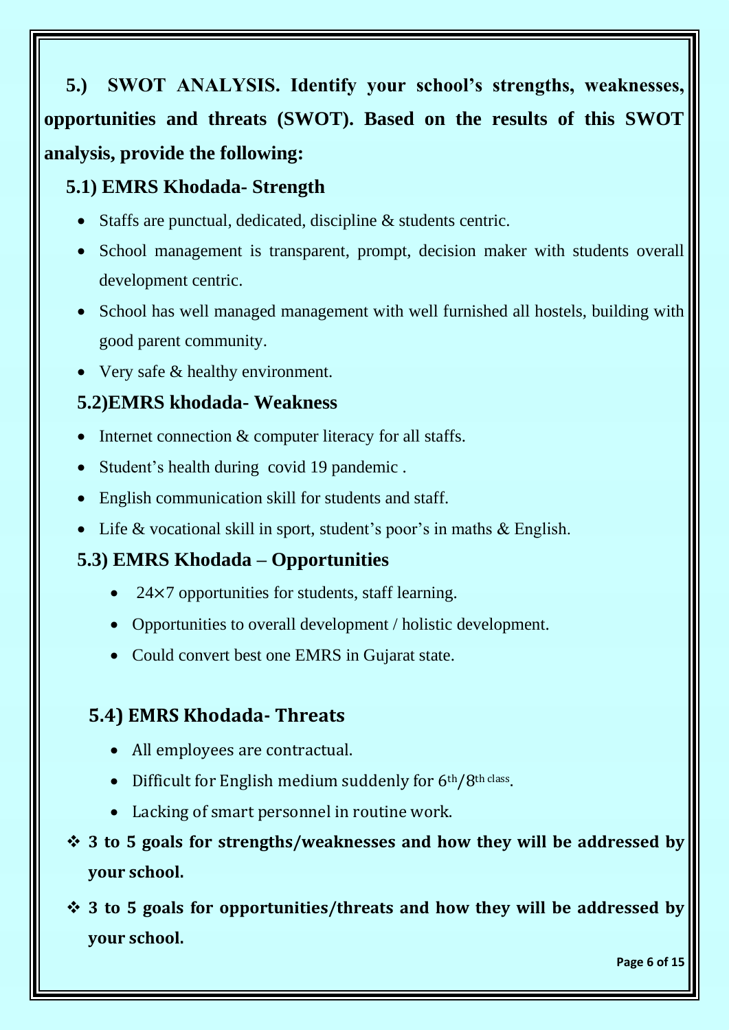**5.) SWOT ANALYSIS. Identify your school's strengths, weaknesses, opportunities and threats (SWOT). Based on the results of this SWOT analysis, provide the following:**

### 5.1) EMRS Khodada- Strength

- Staffs are punctual, dedicated, discipline & students centric.
- School management is transparent, prompt, decision maker with students overall development centric.
- School has well managed management with well furnished all hostels, building with good parent community.
- Very safe & healthy environment.

### 5.2)EMRS khodada- Weakness

- Internet connection & computer literacy for all staffs.
- Student's health during covid 19 pandemic .
- English communication skill for students and staff.
- Life & vocational skill in sport, student's poor's in maths & English.

### 5.3) EMRS Khodada – Opportunities

- 24×7 opportunities for students, staff learning.
- Opportunities to overall development / holistic development.
- Could convert best one EMRS in Gujarat state.

### 5.4) EMRS Khodada- Threats

- All employees are contractual.
- Difficult for English medium suddenly for 6th/8th class.
- Lacking of smart personnel in routine work.

- **3 to 5 goals for strengths/weaknesses and how they will be addressed by your school.**
- **3 to 5 goals for opportunities/threats and how they will be addressed by your school.**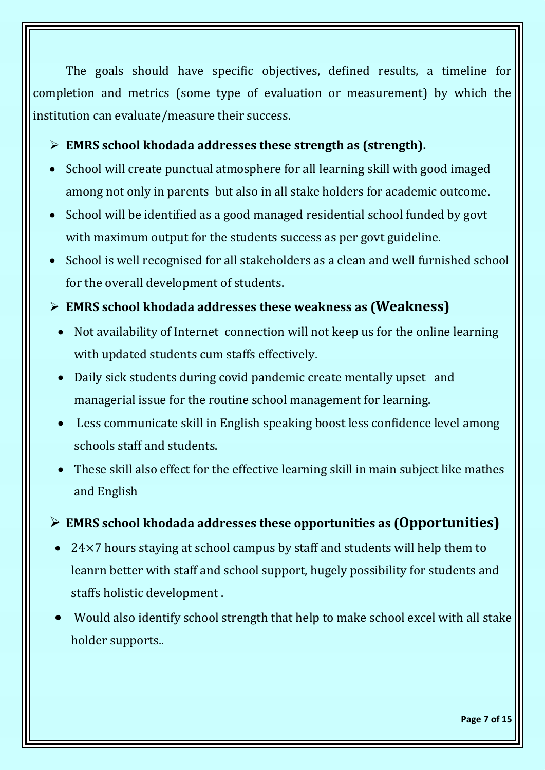The goals should have specific objectives, defined results, a timeline for completion and metrics (some type of evaluation or measurement) by which the institution can evaluate/measure their success.

- **EMRS school khodada addresses these strength as (strength).**
  - School will create punctual atmosphere for all learning skill with good imaged among not only in parents but also in all stake holders for academic outcome.
  - School will be identified as a good managed residential school funded by govt with maximum output for the students success as per govt guideline.
  - School is well recognised for all stakeholders as a clean and well furnished school for the overall development of students.
- **EMRS school khodada addresses these weakness as (Weakness)**
  - Not availability of Internet connection will not keep us for the online learning with updated students cum staffs effectively.
  - Daily sick students during covid pandemic create mentally upset and managerial issue for the routine school management for learning.
  - Less communicate skill in English speaking boost less confidence level among schools staff and students.
  - These skill also effect for the effective learning skill in main subject like mathes and English
- **EMRS school khodada addresses these opportunities as (Opportunities)**
  - 24×7 hours staying at school campus by staff and students will help them to leanrn better with staff and school support, hugely possibility for students and staffs holistic development .
  - Would also identify school strength that help to make school excel with all stake holder supports..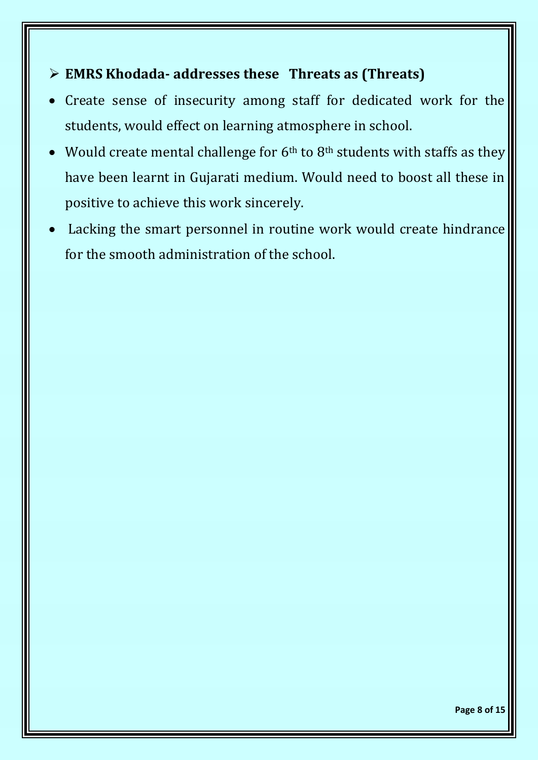- **EMRS Khodada- addresses these Threats as (Threats)**

- Create sense of insecurity among staff for dedicated work for the students, would effect on learning atmosphere in school.
- Would create mental challenge for 6th to 8th students with staffs as they have been learnt in Gujarati medium. Would need to boost all these in positive to achieve this work sincerely.
- Lacking the smart personnel in routine work would create hindrance for the smooth administration of the school.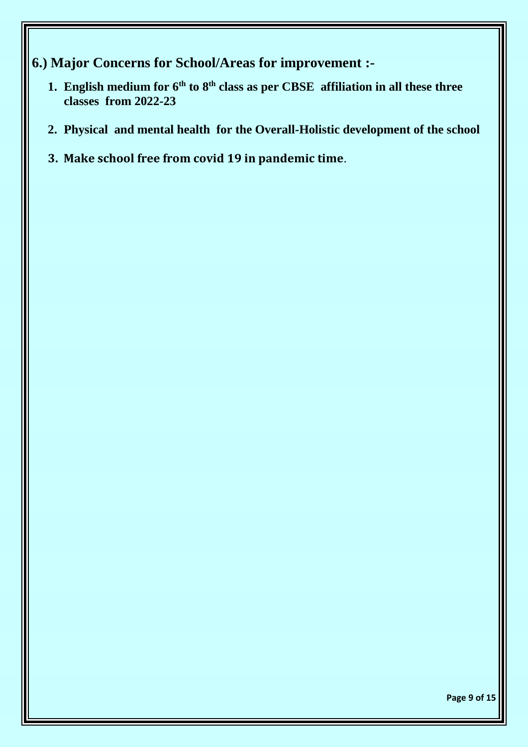## 6.) Major Concerns for School/Areas for improvement :-

1. **English medium for 6th to 8th class as per CBSE affiliation in all these three classes from 2022-23**
2. **Physical and mental health for the Overall-Holistic development of the school**
3. **Make school free from covid 19 in pandemic time**.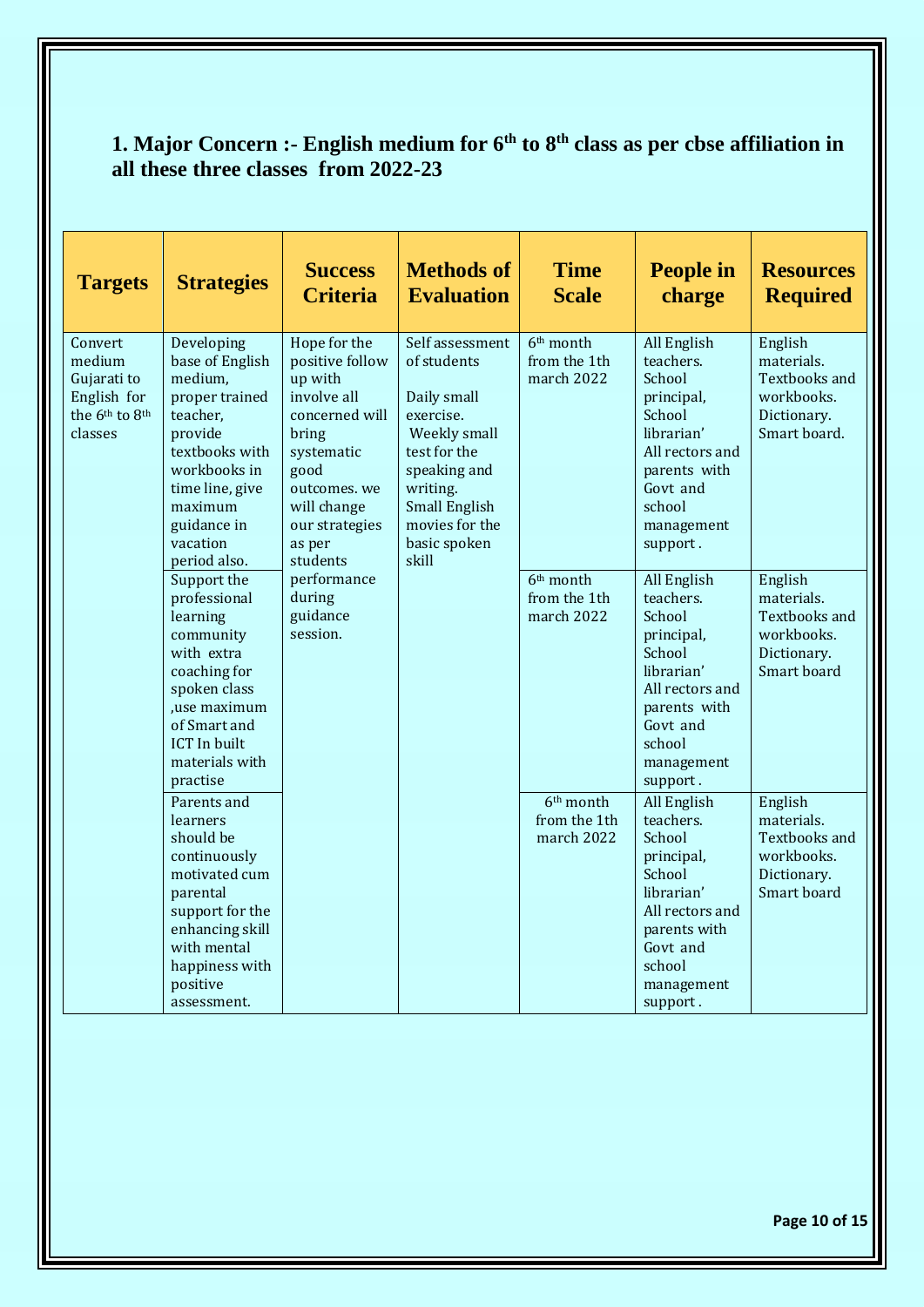## 1. Major Concern :- English medium for 6th to 8th class as per cbse affiliation in all these three classes from 2022-23

| Targets | Strategies | Success Criteria | Methods of Evaluation | Time Scale | People in charge | Resources Required |
|---|---|---|---|---|---|---|
| Convert medium Gujarati to English for the 6th to 8th classes | Developing base of English medium, proper trained teacher, provide textbooks with workbooks in time line, give maximum guidance in vacation period also. | Hope for the positive follow up with involve all concerned will bring systematic good outcomes. we will change our strategies as per students performance during guidance session. | Self assessment of students<br><br>Daily small exercise.<br>Weekly small test for the speaking and writing.<br>Small English movies for the basic spoken skill | 6th month from the 1th march 2022 | All English teachers. School principal, School librarian' All rectors and parents with Govt and school management support . | English materials. Textbooks and workbooks. Dictionary. Smart board. |
| | Support the professional learning community with extra coaching for spoken class ,use maximum of Smart and ICT In built materials with practise | | | 6th month from the 1th march 2022 | All English teachers. School principal, School librarian' All rectors and parents with Govt and school management support . | English materials. Textbooks and workbooks. Dictionary. Smart board |
| | Parents and learners should be continuously motivated cum parental support for the enhancing skill with mental happiness with positive assessment. | | | 6th month from the 1th march 2022 | All English teachers. School principal, School librarian' All rectors and parents with Govt and school management support . | English materials. Textbooks and workbooks. Dictionary. Smart board |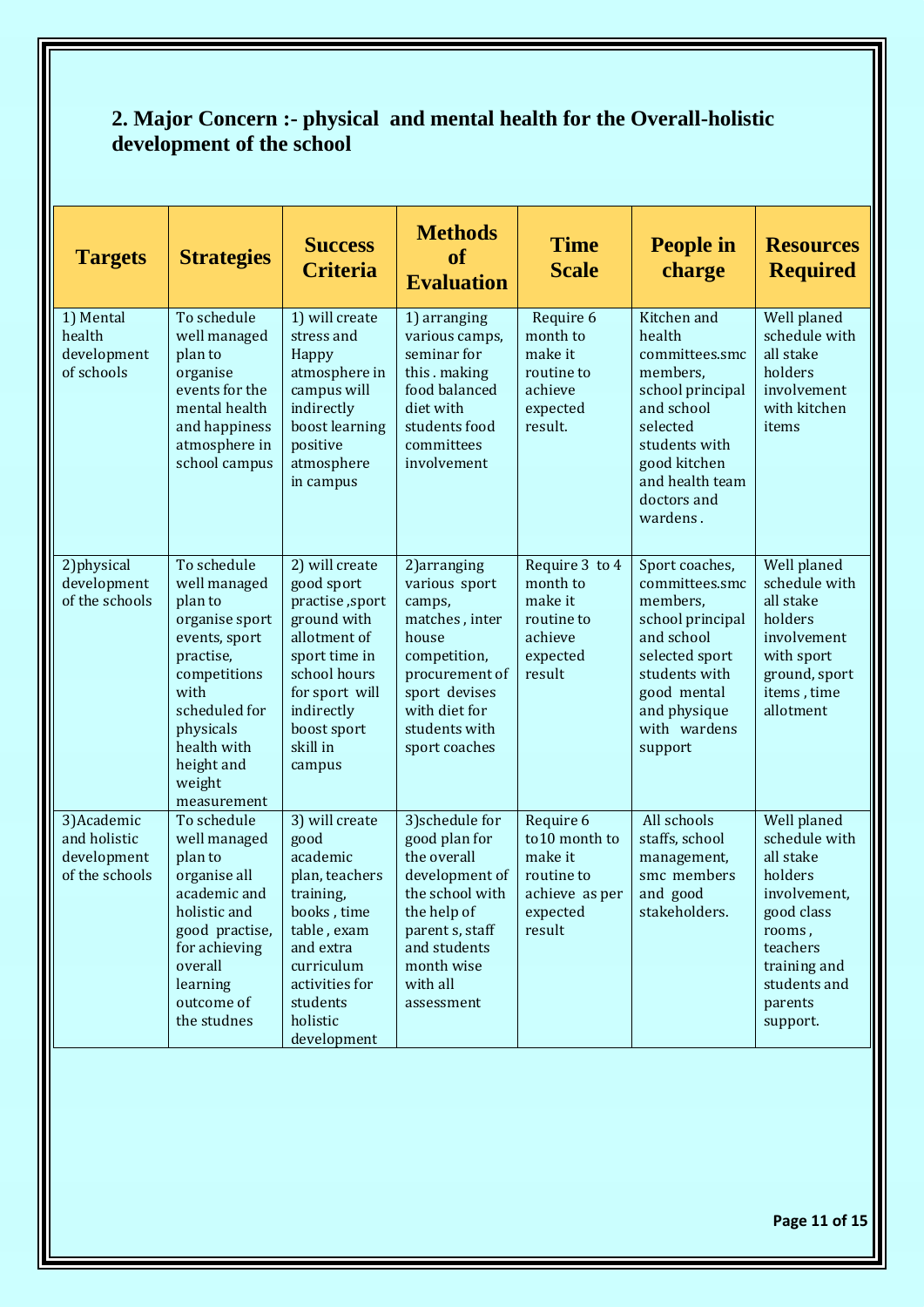## 2. Major Concern :- physical and mental health for the Overall-holistic development of the school

| Targets | Strategies | Success Criteria | Methods of Evaluation | Time Scale | People in charge | Resources Required |
|---|---|---|---|---|---|---|
| 1) Mental health development of schools | To schedule well managed plan to organise events for the mental health and happiness atmosphere in school campus | 1) will create stress and Happy atmosphere in campus will indirectly boost learning positive atmosphere in campus | 1) arranging various camps, seminar for this . making food balanced diet with students food committees involvement | Require 6 month to make it routine to achieve expected result. | Kitchen and health committees.smc members, school principal and school selected students with good kitchen and health team doctors and wardens . | Well planed schedule with all stake holders involvement with kitchen items |
| 2)physical development of the schools | To schedule well managed plan to organise sport events, sport practise, competitions with scheduled for physicals health with height and weight measurement | 2) will create good sport practise ,sport ground with allotment of sport time in school hours for sport will indirectly boost sport skill in campus | 2)arranging various sport camps, matches , inter house competition, procurement of sport devises with diet for students with sport coaches | Require 3 to 4 month to make it routine to achieve expected result | Sport coaches, committees.smc members, school principal and school selected sport students with good mental and physique with wardens support | Well planed schedule with all stake holders involvement with sport ground, sport items , time allotment |
| 3)Academic and holistic development of the schools | To schedule well managed plan to organise all academic and holistic and good practise, for achieving overall learning outcome of the studnes | 3) will create good academic plan, teachers training, books , time table , exam and extra curriculum activities for students holistic development | 3)schedule for good plan for the overall development of the school with the help of parent s, staff and students month wise with all assessment | Require 6 to10 month to make it routine to achieve as per expected result | All schools staffs, school management, smc members and good stakeholders. | Well planed schedule with all stake holders involvement, good class rooms , teachers training and students and parents support. |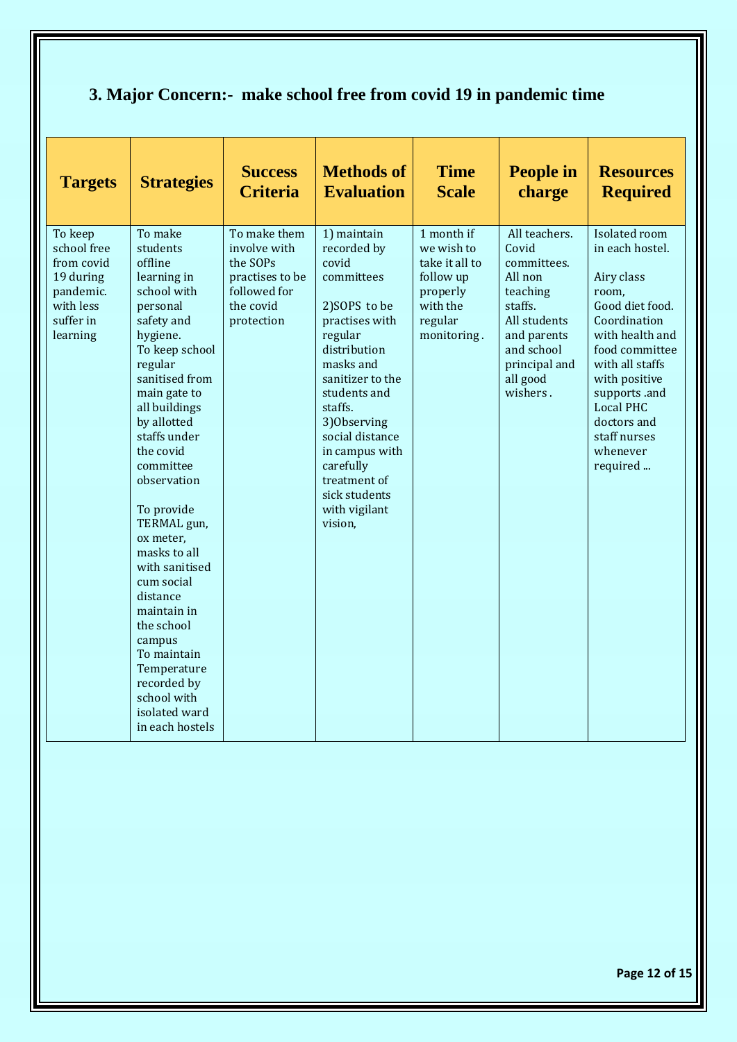## 3. Major Concern:- make school free from covid 19 in pandemic time

| Targets | Strategies | Success Criteria | Methods of Evaluation | Time Scale | People in charge | Resources Required |
|---|---|---|---|---|---|---|
| To keep school free from covid 19 during pandemic. with less suffer in learning | To make students offline learning in school with personal safety and hygiene. To keep school regular sanitised from main gate to all buildings by allotted staffs under the covid committee observation<br><br>To provide TERMAL gun, ox meter, masks to all with sanitised cum social distance maintain in the school campus To maintain Temperature recorded by school with isolated ward in each hostels | To make them involve with the SOPs practises to be followed for the covid protection | 1) maintain recorded by covid committees<br><br>2)SOPS to be practises with regular distribution masks and sanitizer to the students and staffs. 3)Observing social distance in campus with carefully treatment of sick students with vigilant vision, | 1 month if we wish to take it all to follow up properly with the regular monitoring . | All teachers. Covid committees. All non teaching staffs. All students and parents and school principal and all good wishers . | Isolated room in each hostel.<br><br>Airy class room, Good diet food. Coordination with health and food committee with all staffs with positive supports .and Local PHC doctors and staff nurses whenever required ... |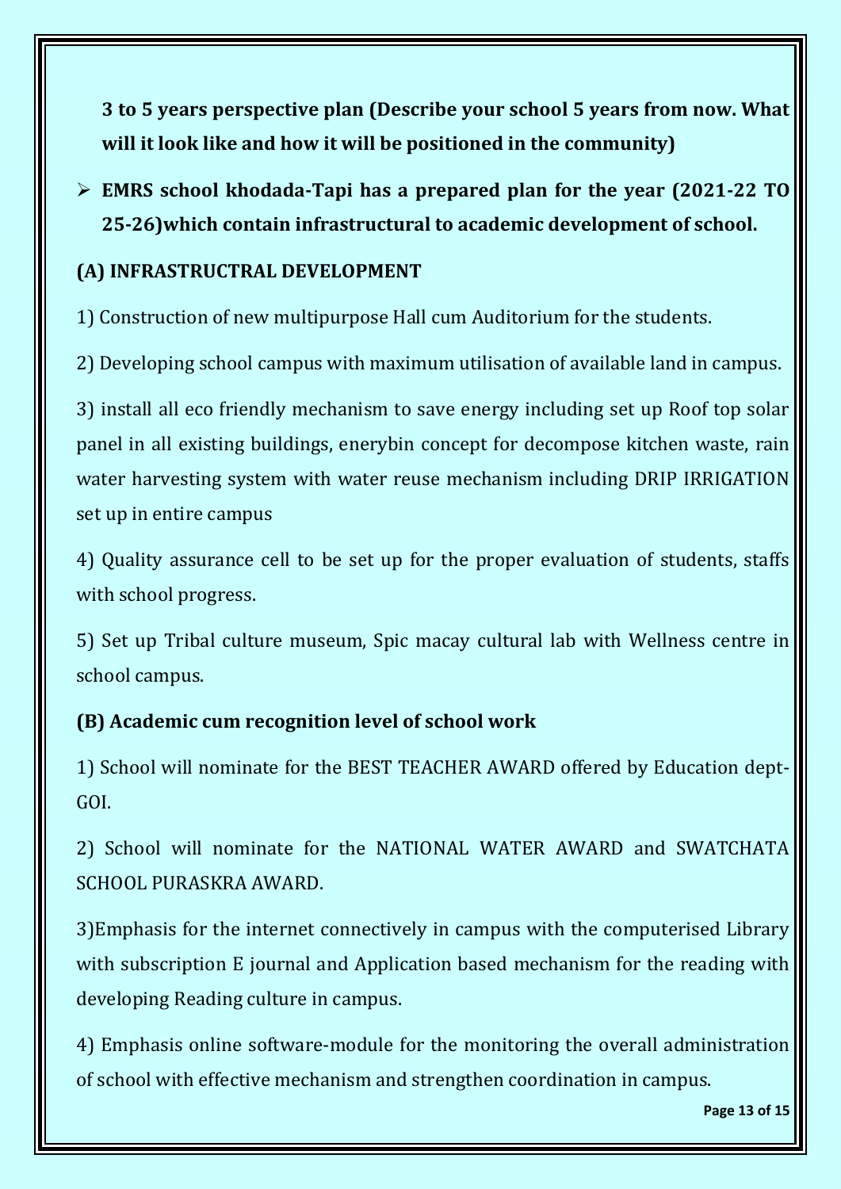**3 to 5 years perspective plan (Describe your school 5 years from now. What will it look like and how it will be positioned in the community)**

- **EMRS school khodada-Tapi has a prepared plan for the year (2021-22 TO 25-26)which contain infrastructural to academic development of school.**

**(A) INFRASTRUCTRAL DEVELOPMENT**

1) Construction of new multipurpose Hall cum Auditorium for the students.

2) Developing school campus with maximum utilisation of available land in campus.

3) install all eco friendly mechanism to save energy including set up Roof top solar panel in all existing buildings, enerybin concept for decompose kitchen waste, rain water harvesting system with water reuse mechanism including DRIP IRRIGATION set up in entire campus

4) Quality assurance cell to be set up for the proper evaluation of students, staffs with school progress.

5) Set up Tribal culture museum, Spic macay cultural lab with Wellness centre in school campus.

**(B) Academic cum recognition level of school work**

1) School will nominate for the BEST TEACHER AWARD offered by Education dept-GOI.

2) School will nominate for the NATIONAL WATER AWARD and SWATCHATA SCHOOL PURASKRA AWARD.

3)Emphasis for the internet connectively in campus with the computerised Library with subscription E journal and Application based mechanism for the reading with developing Reading culture in campus.

4) Emphasis online software-module for the monitoring the overall administration of school with effective mechanism and strengthen coordination in campus.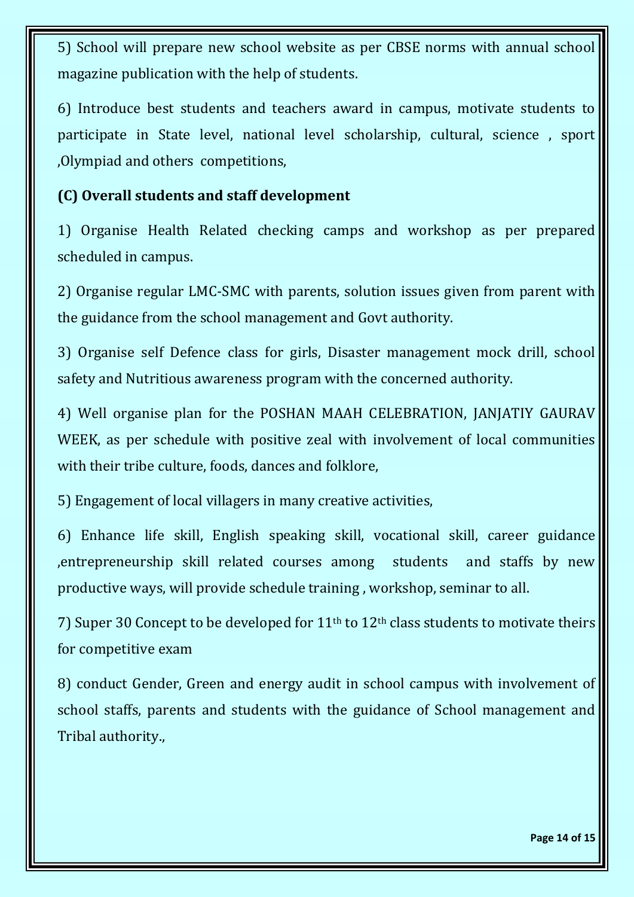5) School will prepare new school website as per CBSE norms with annual school magazine publication with the help of students.

6) Introduce best students and teachers award in campus, motivate students to participate in State level, national level scholarship, cultural, science , sport ,Olympiad and others competitions,

**(C) Overall students and staff development**

1) Organise Health Related checking camps and workshop as per prepared scheduled in campus.

2) Organise regular LMC-SMC with parents, solution issues given from parent with the guidance from the school management and Govt authority.

3) Organise self Defence class for girls, Disaster management mock drill, school safety and Nutritious awareness program with the concerned authority.

4) Well organise plan for the POSHAN MAAH CELEBRATION, JANJATIY GAURAV WEEK, as per schedule with positive zeal with involvement of local communities with their tribe culture, foods, dances and folklore,

5) Engagement of local villagers in many creative activities,

6) Enhance life skill, English speaking skill, vocational skill, career guidance ,entrepreneurship skill related courses among students and staffs by new productive ways, will provide schedule training , workshop, seminar to all.

7) Super 30 Concept to be developed for 11th to 12th class students to motivate theirs for competitive exam

8) conduct Gender, Green and energy audit in school campus with involvement of school staffs, parents and students with the guidance of School management and Tribal authority.,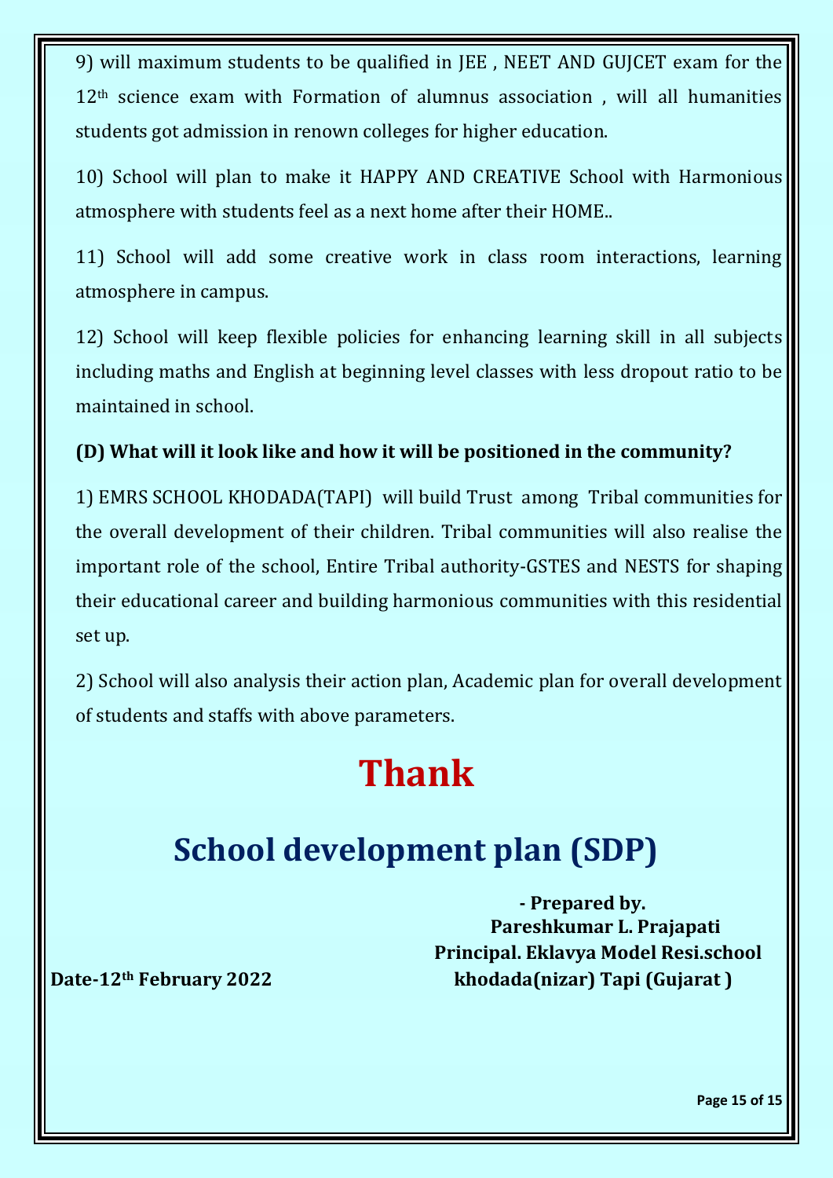9) will maximum students to be qualified in JEE , NEET AND GUJCET exam for the 12th science exam with Formation of alumnus association , will all humanities students got admission in renown colleges for higher education.

10) School will plan to make it HAPPY AND CREATIVE School with Harmonious atmosphere with students feel as a next home after their HOME..

11) School will add some creative work in class room interactions, learning atmosphere in campus.

12) School will keep flexible policies for enhancing learning skill in all subjects including maths and English at beginning level classes with less dropout ratio to be maintained in school.

**(D) What will it look like and how it will be positioned in the community?**

1) EMRS SCHOOL KHODADA(TAPI) will build Trust among Tribal communities for the overall development of their children. Tribal communities will also realise the important role of the school, Entire Tribal authority-GSTES and NESTS for shaping their educational career and building harmonious communities with this residential set up.

2) School will also analysis their action plan, Academic plan for overall development of students and staffs with above parameters.

# Thank

# School development plan (SDP)

**- Prepared by.**
**Pareshkumar L. Prajapati**
**Principal. Eklavya Model Resi.school**
**khodada(nizar) Tapi (Gujarat )**

**Date-12th February 2022**